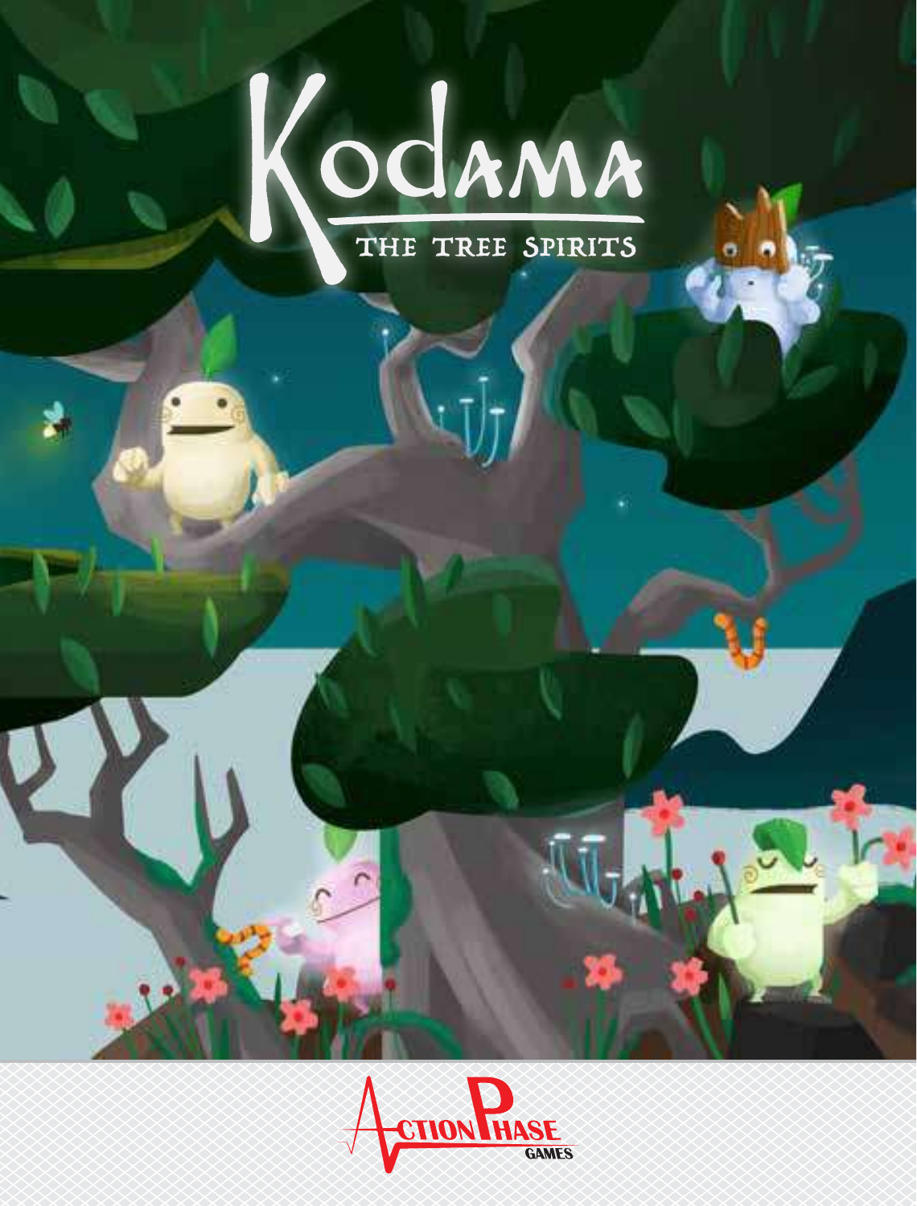# Kodama

## THE TREE SPIRITS

ACTION PHASE GAMES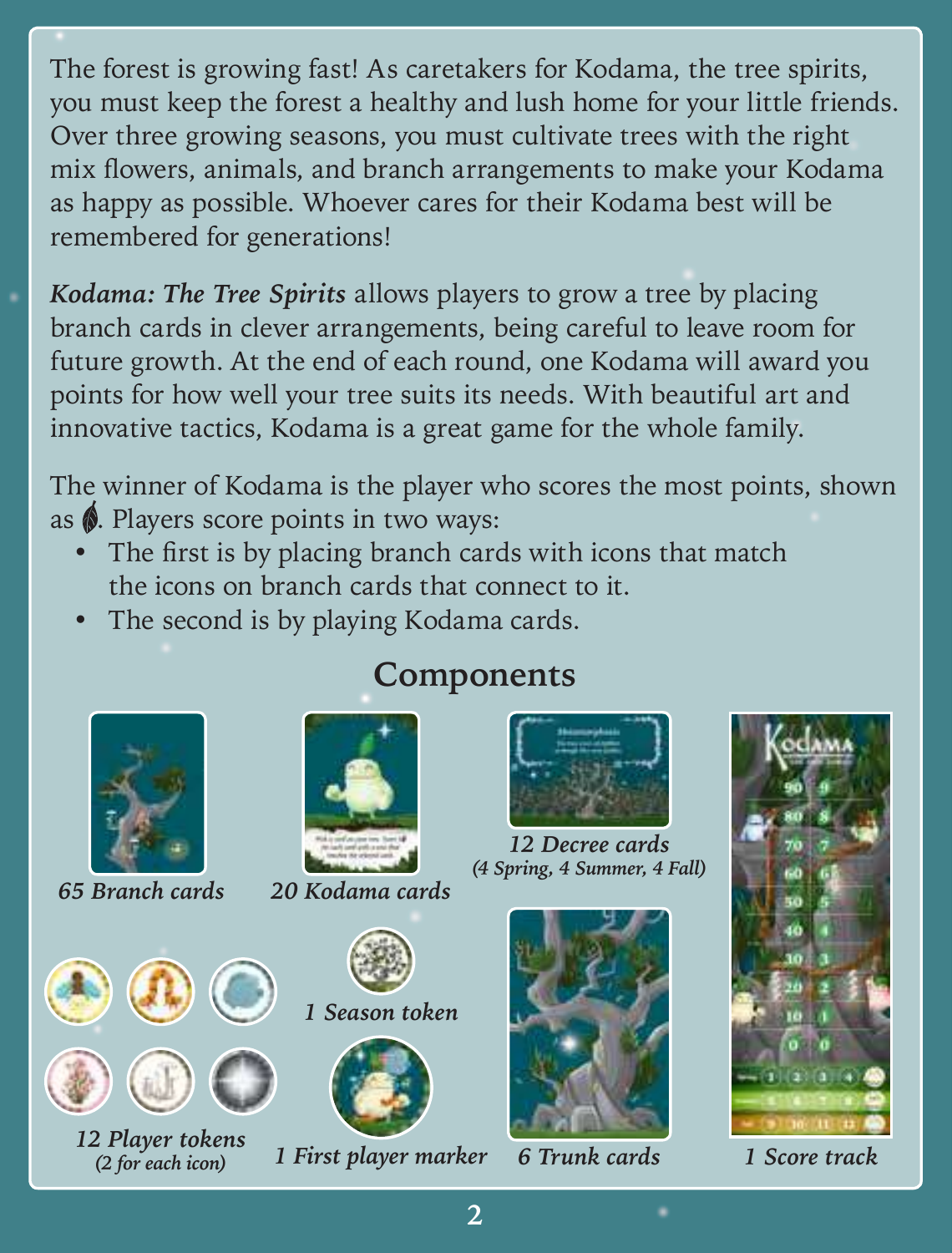The forest is growing fast! As caretakers for Kodama, the tree spirits, you must keep the forest a healthy and lush home for your little friends. Over three growing seasons, you must cultivate trees with the right mix flowers, animals, and branch arrangements to make your Kodama as happy as possible. Whoever cares for their Kodama best will be remembered for generations!

***Kodama: The Tree Spirits*** allows players to grow a tree by placing branch cards in clever arrangements, being careful to leave room for future growth. At the end of each round, one Kodama will award you points for how well your tree suits its needs. With beautiful art and innovative tactics, Kodama is a great game for the whole family.

The winner of Kodama is the player who scores the most points, shown as 🍃. Players score points in two ways:

- The first is by placing branch cards with icons that match the icons on branch cards that connect to it.
- The second is by playing Kodama cards.

## Components

***65 Branch cards***

***20 Kodama cards***

***12 Decree cards***
*(4 Spring, 4 Summer, 4 Fall)*

***1 Score track***

***12 Player tokens***
*(2 for each icon)*

***1 Season token***

***1 First player marker***

***6 Trunk cards***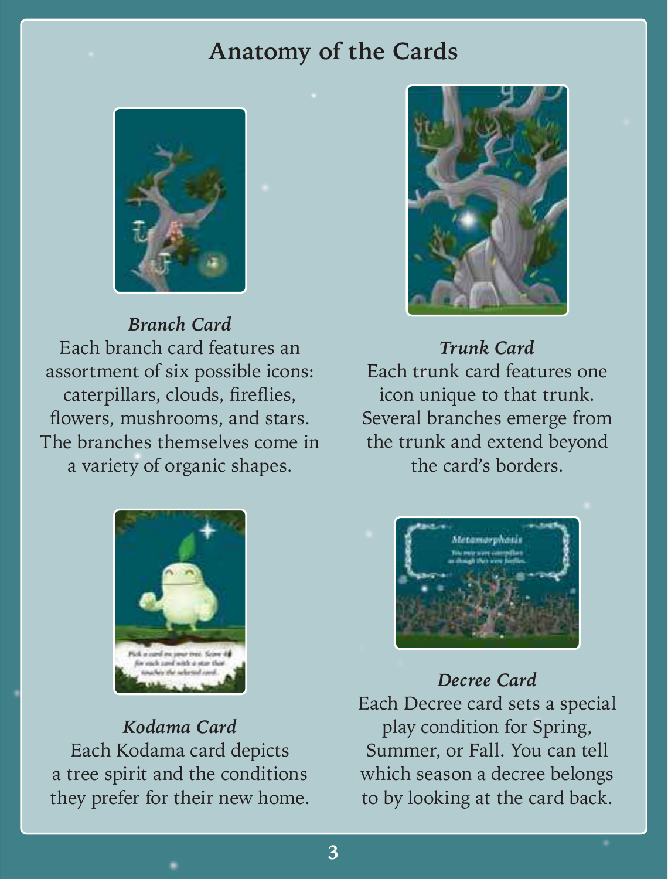# Anatomy of the Cards

***Branch Card***

Each branch card features an assortment of six possible icons: caterpillars, clouds, fireflies, flowers, mushrooms, and stars. The branches themselves come in a variety of organic shapes.

***Trunk Card***

Each trunk card features one icon unique to that trunk. Several branches emerge from the trunk and extend beyond the card's borders.

***Kodama Card***

Each Kodama card depicts a tree spirit and the conditions they prefer for their new home.

***Decree Card***

Each Decree card sets a special play condition for Spring, Summer, or Fall. You can tell which season a decree belongs to by looking at the card back.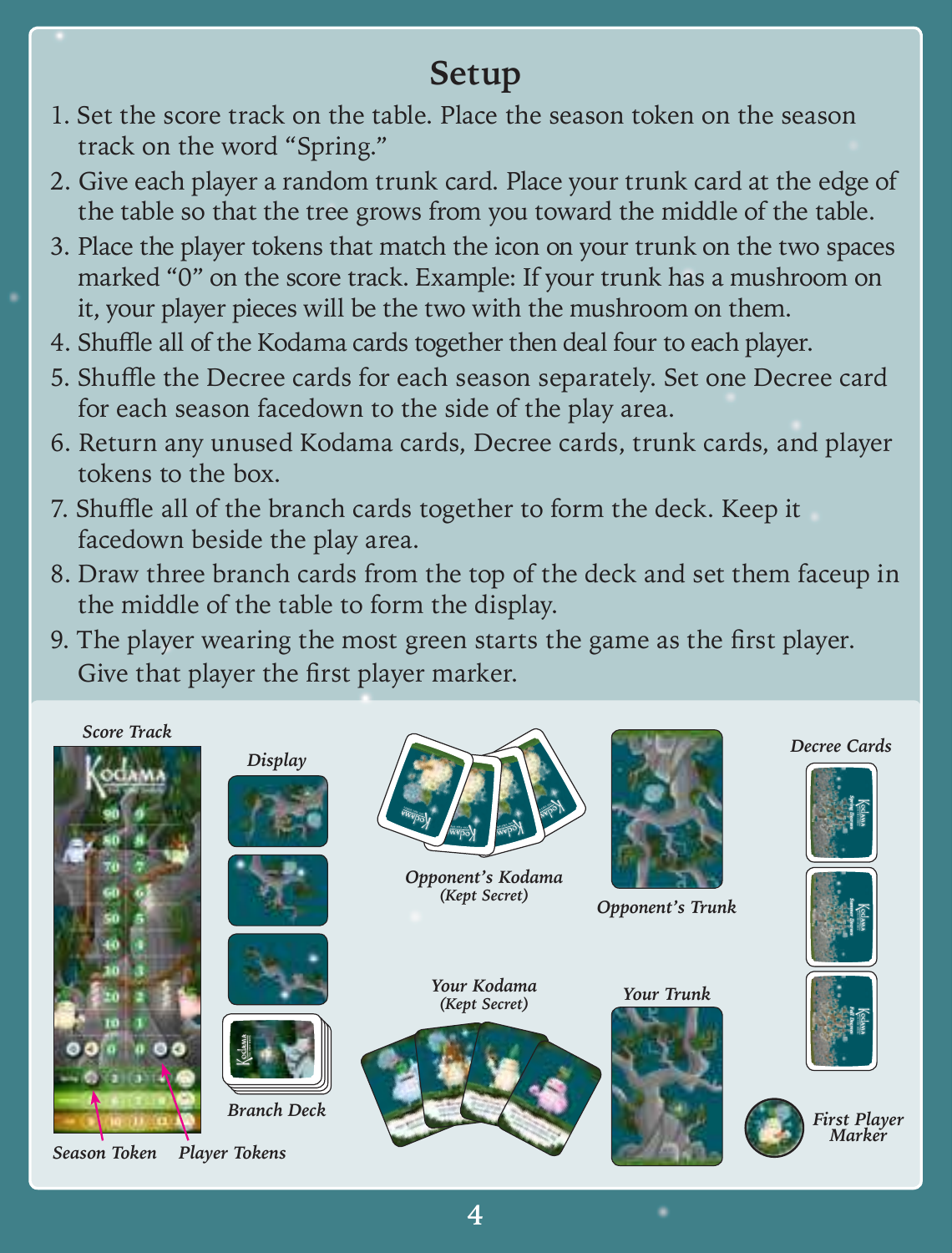# Setup

1. Set the score track on the table. Place the season token on the season track on the word “Spring.”
2. Give each player a random trunk card. Place your trunk card at the edge of the table so that the tree grows from you toward the middle of the table.
3. Place the player tokens that match the icon on your trunk on the two spaces marked “0” on the score track. Example: If your trunk has a mushroom on it, your player pieces will be the two with the mushroom on them.
4. Shuffle all of the Kodama cards together then deal four to each player.
5. Shuffle the Decree cards for each season separately. Set one Decree card for each season facedown to the side of the play area.
6. Return any unused Kodama cards, Decree cards, trunk cards, and player tokens to the box.
7. Shuffle all of the branch cards together to form the deck. Keep it facedown beside the play area.
8. Draw three branch cards from the top of the deck and set them faceup in the middle of the table to form the display.
9. The player wearing the most green starts the game as the first player. Give that player the first player marker.

*Score Track* · *Display* · *Opponent’s Kodama (Kept Secret)* · *Opponent’s Trunk* · *Decree Cards* · *Branch Deck* · *Your Kodama (Kept Secret)* · *Your Trunk* · *First Player Marker* · *Season Token* · *Player Tokens*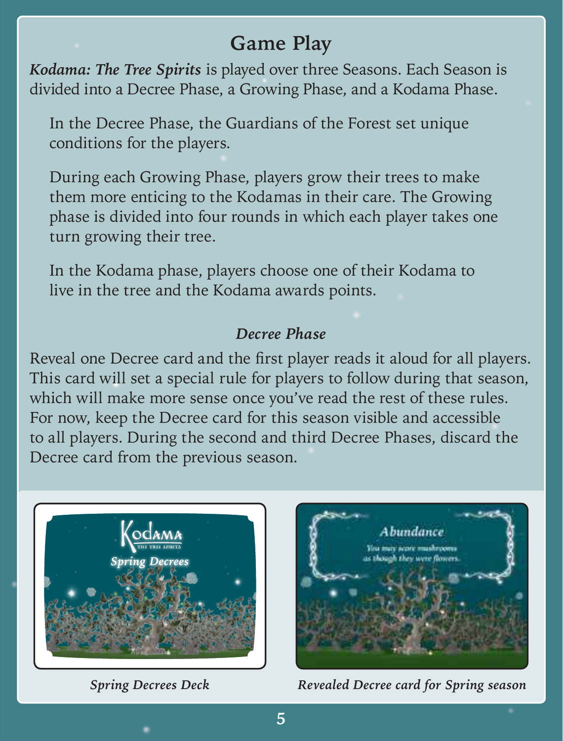## Game Play

***Kodama: The Tree Spirits*** is played over three Seasons. Each Season is divided into a Decree Phase, a Growing Phase, and a Kodama Phase.

In the Decree Phase, the Guardians of the Forest set unique conditions for the players.

During each Growing Phase, players grow their trees to make them more enticing to the Kodamas in their care. The Growing phase is divided into four rounds in which each player takes one turn growing their tree.

In the Kodama phase, players choose one of their Kodama to live in the tree and the Kodama awards points.

### *Decree Phase*

Reveal one Decree card and the first player reads it aloud for all players. This card will set a special rule for players to follow during that season, which will make more sense once you've read the rest of these rules. For now, keep the Decree card for this season visible and accessible to all players. During the second and third Decree Phases, discard the Decree card from the previous season.

*Spring Decrees Deck*

*Revealed Decree card for Spring season*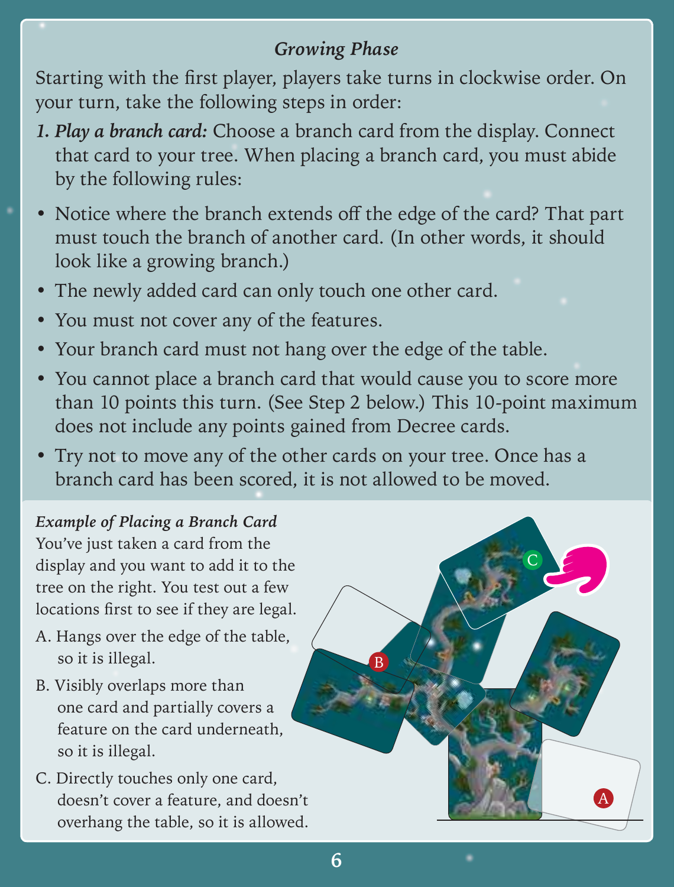### *Growing Phase*

Starting with the first player, players take turns in clockwise order. On your turn, take the following steps in order:

1. ***Play a branch card:*** Choose a branch card from the display. Connect that card to your tree. When placing a branch card, you must abide by the following rules:

- Notice where the branch extends off the edge of the card? That part must touch the branch of another card. (In other words, it should look like a growing branch.)
- The newly added card can only touch one other card.
- You must not cover any of the features.
- Your branch card must not hang over the edge of the table.
- You cannot place a branch card that would cause you to score more than 10 points this turn. (See Step 2 below.) This 10-point maximum does not include any points gained from Decree cards.
- Try not to move any of the other cards on your tree. Once has a branch card has been scored, it is not allowed to be moved.

***Example of Placing a Branch Card***

You've just taken a card from the display and you want to add it to the tree on the right. You test out a few locations first to see if they are legal.

A. Hangs over the edge of the table, so it is illegal.

B. Visibly overlaps more than one card and partially covers a feature on the card underneath, so it is illegal.

C. Directly touches only one card, doesn't cover a feature, and doesn't overhang the table, so it is allowed.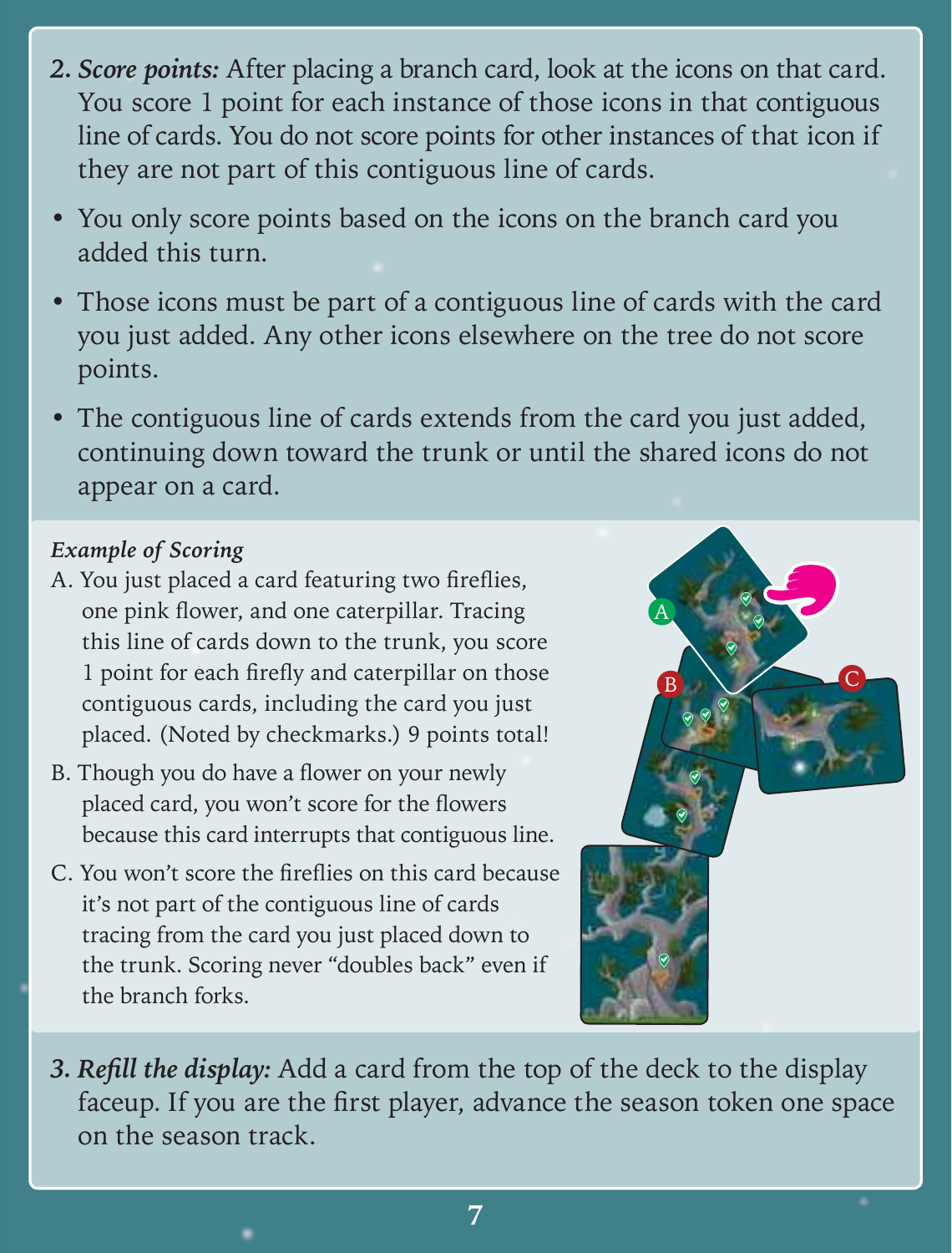2. ***Score points:*** After placing a branch card, look at the icons on that card. You score 1 point for each instance of those icons in that contiguous line of cards. You do not score points for other instances of that icon if they are not part of this contiguous line of cards.

- You only score points based on the icons on the branch card you added this turn.
- Those icons must be part of a contiguous line of cards with the card you just added. Any other icons elsewhere on the tree do not score points.
- The contiguous line of cards extends from the card you just added, continuing down toward the trunk or until the shared icons do not appear on a card.

*Example of Scoring*

A. You just placed a card featuring two fireflies, one pink flower, and one caterpillar. Tracing this line of cards down to the trunk, you score 1 point for each firefly and caterpillar on those contiguous cards, including the card you just placed. (Noted by checkmarks.) 9 points total!

B. Though you do have a flower on your newly placed card, you won't score for the flowers because this card interrupts that contiguous line.

C. You won't score the fireflies on this card because it's not part of the contiguous line of cards tracing from the card you just placed down to the trunk. Scoring never "doubles back" even if the branch forks.

3. ***Refill the display:*** Add a card from the top of the deck to the display faceup. If you are the first player, advance the season token one space on the season track.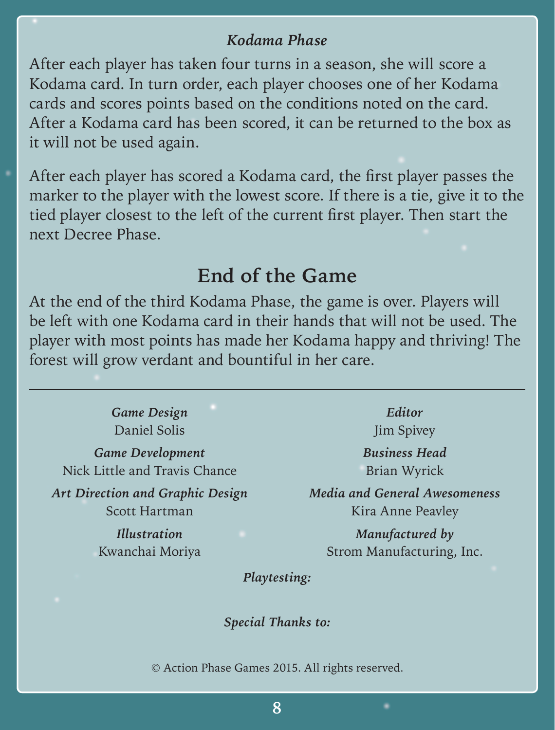### *Kodama Phase*

After each player has taken four turns in a season, she will score a Kodama card. In turn order, each player chooses one of her Kodama cards and scores points based on the conditions noted on the card. After a Kodama card has been scored, it can be returned to the box as it will not be used again.

After each player has scored a Kodama card, the first player passes the marker to the player with the lowest score. If there is a tie, give it to the tied player closest to the left of the current first player. Then start the next Decree Phase.

## End of the Game

At the end of the third Kodama Phase, the game is over. Players will be left with one Kodama card in their hands that will not be used. The player with most points has made her Kodama happy and thriving! The forest will grow verdant and bountiful in her care.

---

***Game Design***
Daniel Solis

***Game Development***
Nick Little and Travis Chance

***Art Direction and Graphic Design***
Scott Hartman

***Illustration***
Kwanchai Moriya

***Editor***
Jim Spivey

***Business Head***
Brian Wyrick

***Media and General Awesomeness***
Kira Anne Peavley

***Manufactured by***
Strom Manufacturing, Inc.

***Playtesting:***

***Special Thanks to:***

© Action Phase Games 2015. All rights reserved.